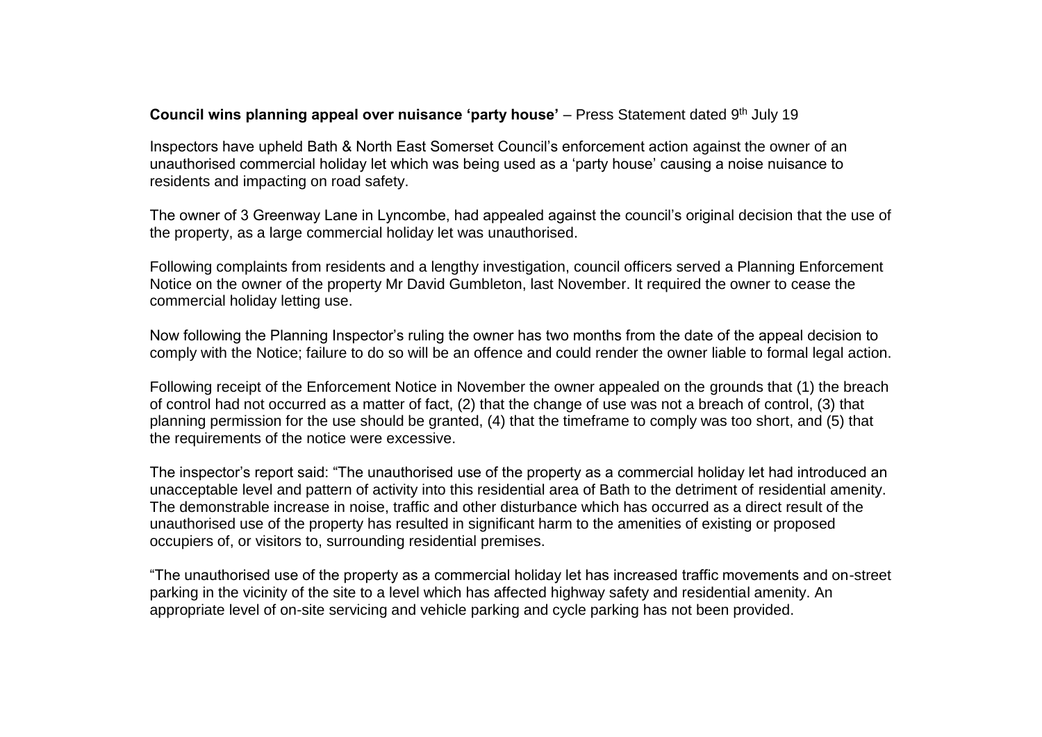**Council wins planning appeal over nuisance 'party house'** – Press Statement dated 9th July 19

Inspectors have upheld Bath & North East Somerset Council's enforcement action against the owner of an unauthorised commercial holiday let which was being used as a 'party house' causing a noise nuisance to residents and impacting on road safety.

The owner of 3 Greenway Lane in Lyncombe, had appealed against the council's original decision that the use of the property, as a large commercial holiday let was unauthorised.

Following complaints from residents and a lengthy investigation, council officers served a Planning Enforcement Notice on the owner of the property Mr David Gumbleton, last November. It required the owner to cease the commercial holiday letting use.

Now following the Planning Inspector's ruling the owner has two months from the date of the appeal decision to comply with the Notice; failure to do so will be an offence and could render the owner liable to formal legal action.

Following receipt of the Enforcement Notice in November the owner appealed on the grounds that (1) the breach of control had not occurred as a matter of fact, (2) that the change of use was not a breach of control, (3) that planning permission for the use should be granted, (4) that the timeframe to comply was too short, and (5) that the requirements of the notice were excessive.

The inspector's report said: "The unauthorised use of the property as a commercial holiday let had introduced an unacceptable level and pattern of activity into this residential area of Bath to the detriment of residential amenity. The demonstrable increase in noise, traffic and other disturbance which has occurred as a direct result of the unauthorised use of the property has resulted in significant harm to the amenities of existing or proposed occupiers of, or visitors to, surrounding residential premises.

"The unauthorised use of the property as a commercial holiday let has increased traffic movements and on-street parking in the vicinity of the site to a level which has affected highway safety and residential amenity. An appropriate level of on-site servicing and vehicle parking and cycle parking has not been provided.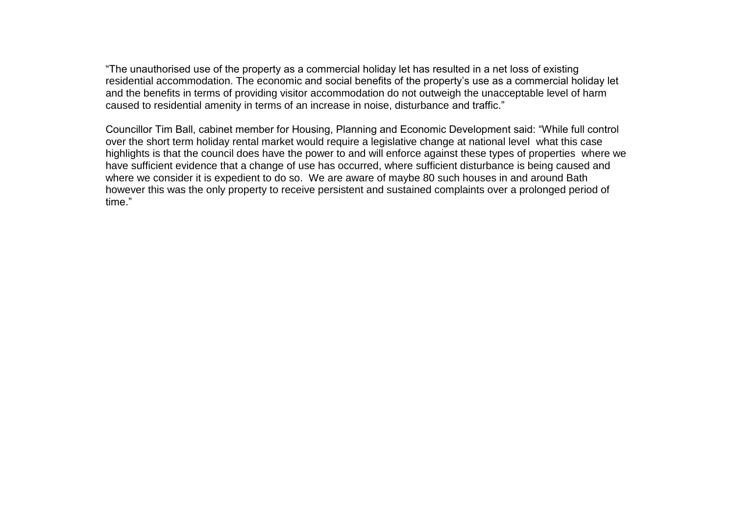“The unauthorised use of the property as a commercial holiday let has resulted in a net loss of existing residential accommodation. The economic and social benefits of the property’s use as a commercial holiday let and the benefits in terms of providing visitor accommodation do not outweigh the unacceptable level of harm caused to residential amenity in terms of an increase in noise, disturbance and traffic.”

Councillor Tim Ball, cabinet member for Housing, Planning and Economic Development said: “While full control over the short term holiday rental market would require a legislative change at national level what this case highlights is that the council does have the power to and will enforce against these types of properties where we have sufficient evidence that a change of use has occurred, where sufficient disturbance is being caused and where we consider it is expedient to do so. We are aware of maybe 80 such houses in and around Bath however this was the only property to receive persistent and sustained complaints over a prolonged period of time.”